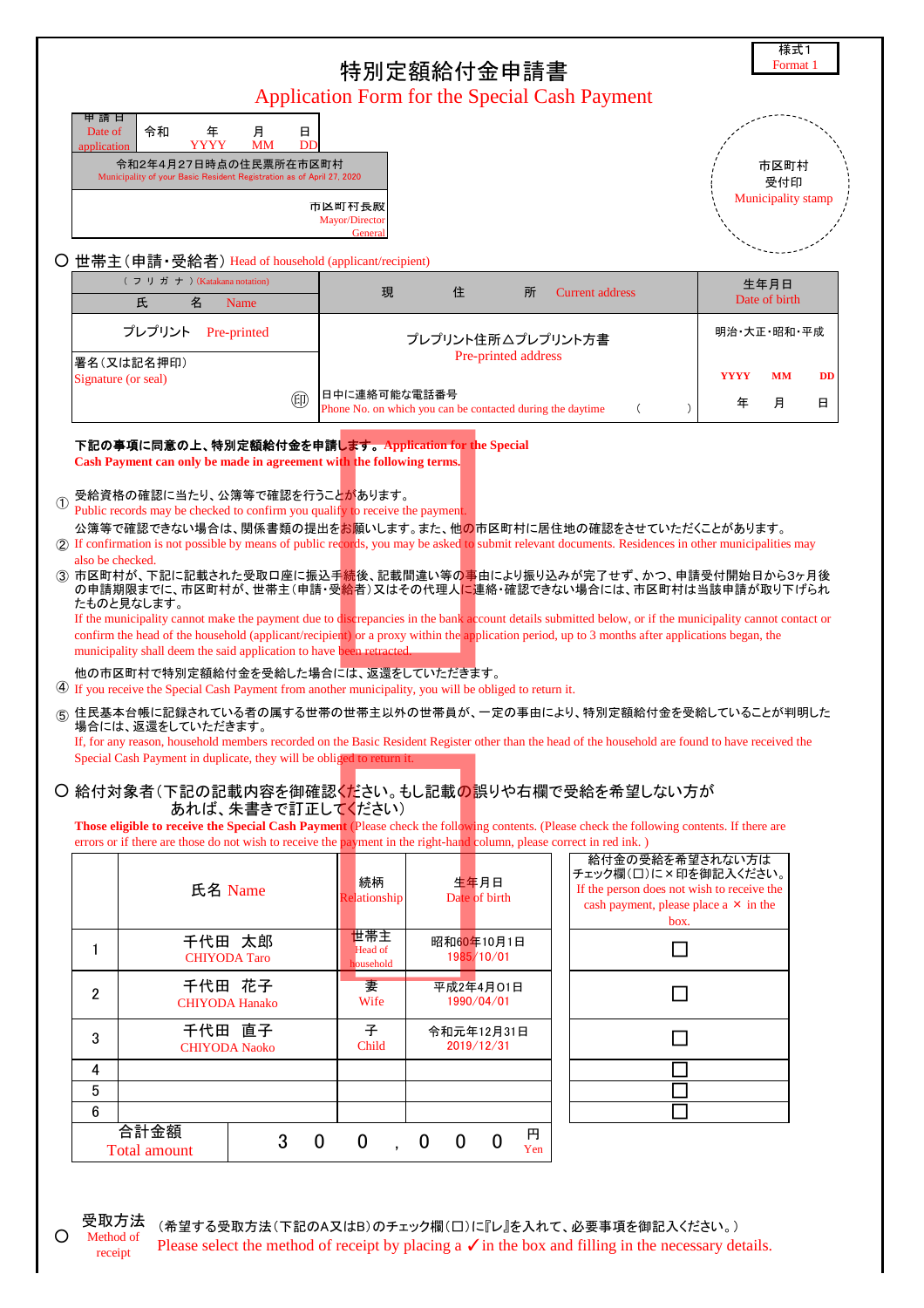様式1
Format 1

# 特別定額給付金申請書
# Application Form for the Special Cash Payment

| 申請日 Date of application | 令和　年 YYYY　月 MM　日 DD |
|---|---|

令和2年4月27日時点の住民票所在市区町村
Municipality of your Basic Resident Registration as of April 27, 2020

市区町村長殿
Mayor/Director General

市区町村受付印
Municipality stamp

## ○ 世帯主（申請・受給者） Head of household (applicant/recipient)

| （フリガナ）(Katakana notation) 氏名 Name | 現住所 Current address | 生年月日 Date of birth |
|---|---|---|
| プレプリント Pre-printed | プレプリント住所△プレプリント方書 Pre-printed address | 明治・大正・昭和・平成 YYYY 年 MM 月 DD 日 |
| 署名（又は記名押印） Signature (or seal) ㊞ | 日中に連絡可能な電話番号 Phone No. on which you can be contacted during the daytime （　　） | |

**下記の事項に同意の上、特別定額給付金を申請します。Application for the Special Cash Payment can only be made in agreement with the following terms.**

① 受給資格の確認に当たり、公簿等で確認を行うことがあります。
Public records may be checked to confirm you qualify to receive the payment.

② 公簿等で確認できない場合は、関係書類の提出をお願いします。また、他の市区町村に居住地の確認をさせていただくことがあります。
If confirmation is not possible by means of public records, you may be asked to submit relevant documents. Residences in other municipalities may also be checked.

③ 市区町村が、下記に記載された受取口座に振込手続後、記載間違い等の事由により振り込みが完了せず、かつ、申請受付開始日から3ヶ月後の申請期限までに、市区町村が、世帯主（申請・受給者）又はその代理人に連絡・確認できない場合には、市区町村は当該申請が取り下げられたものと見なします。
If the municipality cannot make the payment due to discrepancies in the bank account details submitted below, or if the municipality cannot contact or confirm the head of the household (applicant/recipient) or a proxy within the application period, up to 3 months after applications began, the municipality shall deem the said application to have been retracted.

④ 他の市区町村で特別定額給付金を受給した場合には、返還をしていただきます。
If you receive the Special Cash Payment from another municipality, you will be obliged to return it.

⑤ 住民基本台帳に記録されている者の属する世帯の世帯主以外の世帯員が、一定の事由により、特別定額給付金を受給していることが判明した場合には、返還をしていただきます。
If, for any reason, household members recorded on the Basic Resident Register other than the head of the household are found to have received the Special Cash Payment in duplicate, they will be obliged to return it.

## ○ 給付対象者（下記の記載内容を御確認ください。もし記載の誤りや右欄で受給を希望しない方があれば、朱書きで訂正してください）

**Those eligible to receive the Special Cash Payment** (Please check the following contents. (Please check the following contents. If there are errors or if there are those do not wish to receive the payment in the right-hand column, please correct in red ink. )

| | 氏名 Name | 続柄 Relationship | 生年月日 Date of birth | 給付金の受給を希望されない方はチェック欄（□）に×印を御記入ください。If the person does not wish to receive the cash payment, please place a × in the box. |
|---|---|---|---|---|
| 1 | 千代田　太郎 CHIYODA Taro | 世帯主 Head of household | 昭和60年10月1日 1985/10/01 | □ |
| 2 | 千代田　花子 CHIYODA Hanako | 妻 Wife | 平成2年4月01日 1990/04/01 | □ |
| 3 | 千代田　直子 CHIYODA Naoko | 子 Child | 令和元年12月31日 2019/12/31 | □ |
| 4 | | | | □ |
| 5 | | | | □ |
| 6 | | | | □ |
| 合計金額 Total amount | 300,000 円 Yen | | | |

## ○ 受取方法 Method of receipt

（希望する受取方法（下記のA又はB）のチェック欄（□）に『レ』を入れて、必要事項を御記入ください。）
Please select the method of receipt by placing a ✓ in the box and filling in the necessary details.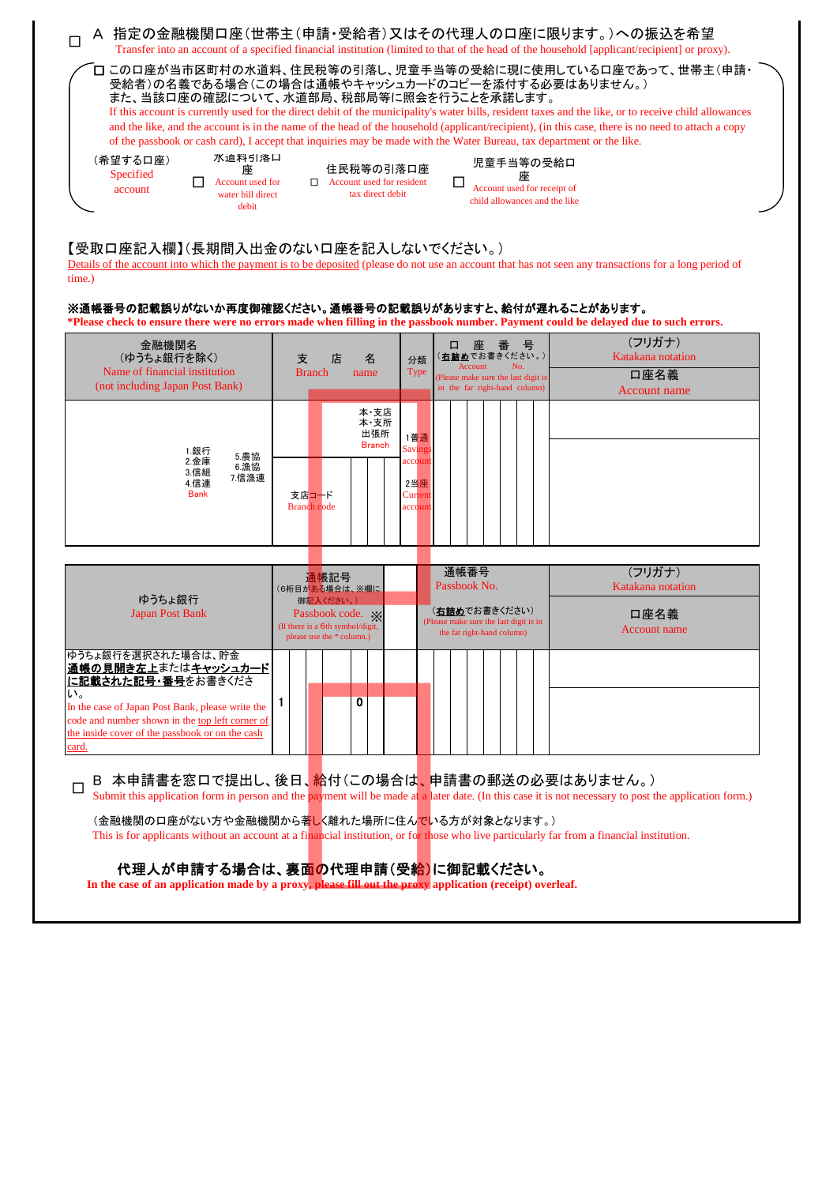□ A 指定の金融機関口座（世帯主（申請・受給者）又はその代理人の口座に限ります。）への振込を希望
Transfer into an account of a specified financial institution (limited to that of the head of the household [applicant/recipient] or proxy).

□ この口座が当市区町村の水道料、住民税等の引落し、児童手当等の受給に現に使用している口座であって、世帯主（申請・受給者）の名義である場合（この場合は通帳やキャッシュカードのコピーを添付する必要はありません。）
また、当該口座の確認について、水道部局、税部局等に照会を行うことを承諾します。
If this account is currently used for the direct debit of the municipality's water bills, resident taxes and the like, or to receive child allowances and the like, and the account is in the name of the head of the household (applicant/recipient), (in this case, there is no need to attach a copy of the passbook or cash card), I accept that inquiries may be made with the Water Bureau, tax department or the like.

（希望する口座）Specified account
□ 水道料引落口座 Account used for water bill direct debit
□ 住民税等の引落口座 Account used for resident tax direct debit
□ 児童手当等の受給口座 Account used for receipt of child allowances and the like

【受取口座記入欄】（長期間入出金のない口座を記入しないでください。）
Details of the account into which the payment is to be deposited (please do not use an account that has not seen any transactions for a long period of time.)

**※通帳番号の記載誤りがないか再度御確認ください。通帳番号の記載誤りがありますと、給付が遅れることがあります。**
**\*Please check to ensure there were no errors made when filling in the passbook number. Payment could be delayed due to such errors.**

| 金融機関名（ゆうちょ銀行を除く） Name of financial institution (not including Japan Post Bank) | 支店名 Branch name | 分類 Type | 口座番号（右詰めでお書きください。） Account No. (Please make sure the last digit is in the far right-hand column) | （フリガナ） Katakana notation / 口座名義 Account name |
|---|---|---|---|---|
| 1.銀行 2.金庫 3.信組 4.信連 Bank 5.農協 6.漁協 7.信漁連 | 本・支店 本・支所 出張所 Branch<br>支店コード Branch code | 1普通 Savings account<br>2当座 Current account | | |

| ゆうちょ銀行 Japan Post Bank | 通帳記号（6桁目がある場合は、※欄に御記入ください。） Passbook code. ※ (If there is a 6th symbol/digit, please use the * column.) | 通帳番号 Passbook No.（右詰めでお書きください） (Please make sure the last digit is in the far right-hand column) | （フリガナ） Katakana notation / 口座名義 Account name |
|---|---|---|---|
| ゆうちょ銀行を選択された場合は、貯金**通帳の見開き左上**または**キャッシュカードに記載された記号・番号**をお書きください。 In the case of Japan Post Bank, please write the code and number shown in the top left corner of the inside cover of the passbook or on the cash card. | 1 　　　　0 | | |

□ B 本申請書を窓口で提出し、後日、給付（この場合は、申請書の郵送の必要はありません。）
Submit this application form in person and the payment will be made at a later date. (In this case it is not necessary to post the application form.)

（金融機関の口座がない方や金融機関から著しく離れた場所に住んでいる方が対象となります。）
This is for applicants without an account at a financial institution, or for those who live particularly far from a financial institution.

**代理人が申請する場合は、裏面の代理申請（受給）に御記載ください。**
**In the case of an application made by a proxy, please fill out the proxy application (receipt) overleaf.**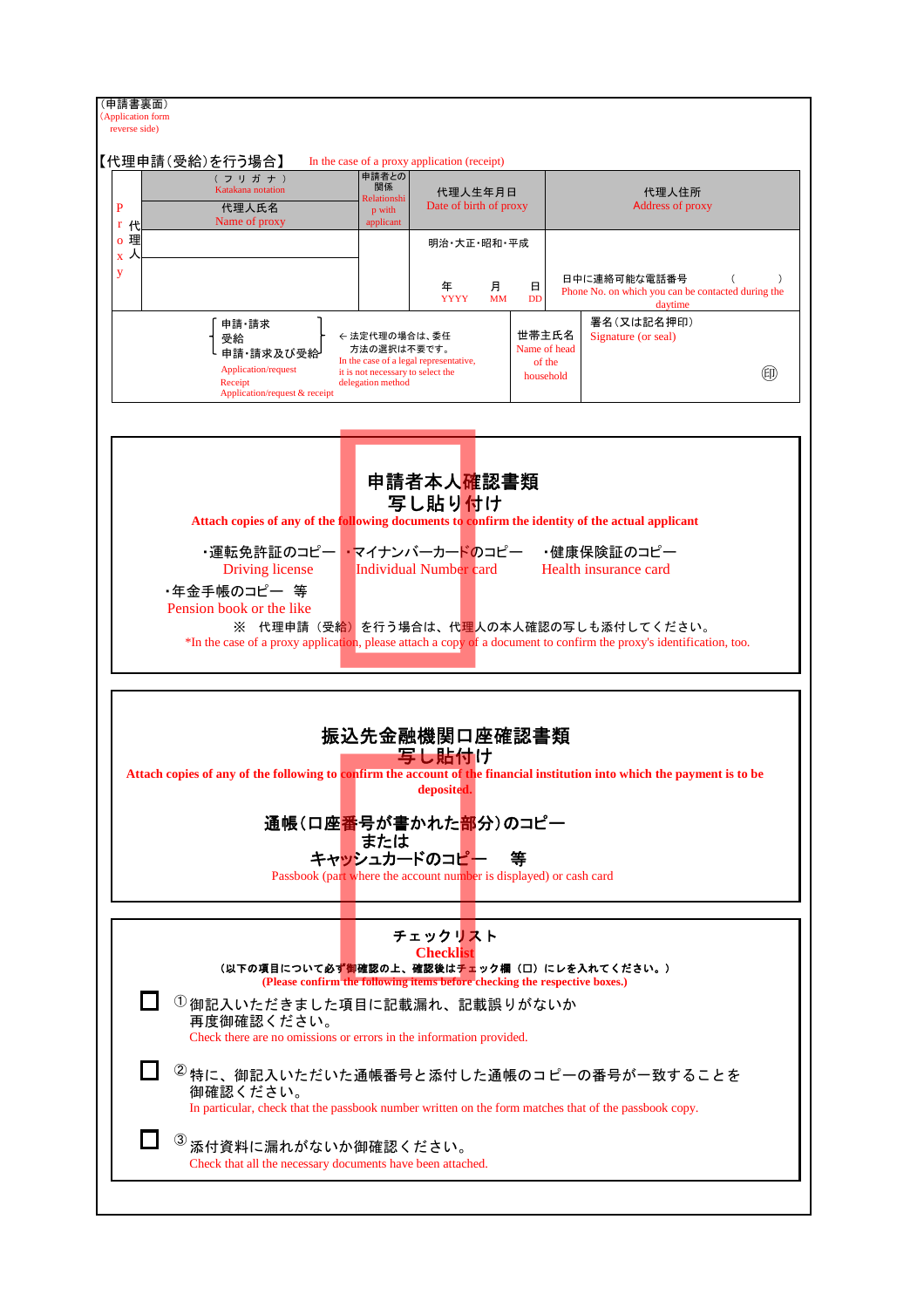（申請書裏面）
(Application form reverse side)

## 【代理申請（受給）を行う場合】 In the case of a proxy application (receipt)

| | （フリガナ） Katakana notation / 代理人氏名 Name of proxy | 申請者との関係 Relationship with applicant | 代理人生年月日 Date of birth of proxy | 代理人住所 Address of proxy |
|---|---|---|---|---|
| 代理人 Proxy | | | 明治・大正・昭和・平成 年 YYYY 月 MM 日 DD | 日中に連絡可能な電話番号 Phone No. on which you can be contacted during the daytime （　　） |

| | | | |
|---|---|---|---|
| 申請・請求 Application/request / 受給 Receipt / 申請・請求及び受給 Application/request & receipt | ← 法定代理の場合は、委任方法の選択は不要です。 In the case of a legal representative, it is not necessary to select the delegation method | 世帯主氏名 Name of head of the household | 署名（又は記名押印） Signature (or seal) ㊞ |

## 申請者本人確認書類 写し貼り付け

**Attach copies of any of the following documents to confirm the identity of the actual applicant**

・運転免許証のコピー Driving license　・マイナンバーカードのコピー Individual Number card　・健康保険証のコピー Health insurance card

・年金手帳のコピー　等 Pension book or the like

※　代理申請（受給）を行う場合は、代理人の本人確認の写しも添付してください。
*In the case of a proxy application, please attach a copy of a document to confirm the proxy's identification, too.

## 振込先金融機関口座確認書類 写し貼付け

**Attach copies of any of the following to confirm the account of the financial institution into which the payment is to be deposited.**

**通帳（口座番号が書かれた部分）のコピー
または
キャッシュカードのコピー　等**

Passbook (part where the account number is displayed) or cash card

## チェックリスト Checklist

**（以下の項目について必ず御確認の上、確認後はチェック欄（□）にレを入れてください。）
(Please confirm the following items before checking the respective boxes.)**

- □ ①御記入いただきました項目に記載漏れ、記載誤りがないか再度御確認ください。
  Check there are no omissions or errors in the information provided.
- □ ②特に、御記入いただいた通帳番号と添付した通帳のコピーの番号が一致することを御確認ください。
  In particular, check that the passbook number written on the form matches that of the passbook copy.
- □ ③添付資料に漏れがないか御確認ください。
  Check that all the necessary documents have been attached.